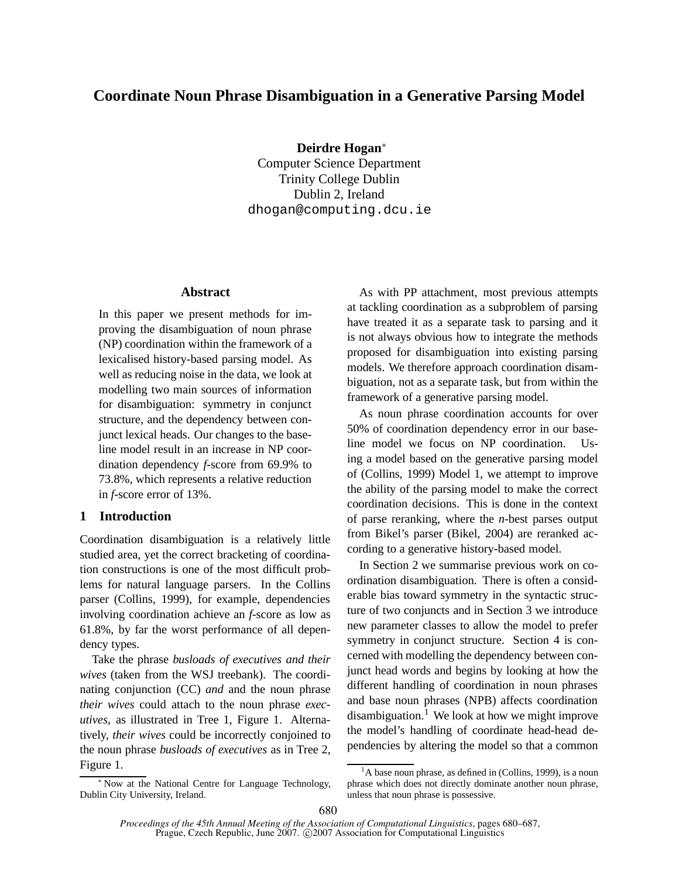# Coordinate Noun Phrase Disambiguation in a Generative Parsing Model

**Deirdre Hogan***
Computer Science Department
Trinity College Dublin
Dublin 2, Ireland
dhogan@computing.dcu.ie

## Abstract

In this paper we present methods for improving the disambiguation of noun phrase (NP) coordination within the framework of a lexicalised history-based parsing model. As well as reducing noise in the data, we look at modelling two main sources of information for disambiguation: symmetry in conjunct structure, and the dependency between conjunct lexical heads. Our changes to the baseline model result in an increase in NP coordination dependency *f*-score from 69.9% to 73.8%, which represents a relative reduction in *f*-score error of 13%.

## 1 Introduction

Coordination disambiguation is a relatively little studied area, yet the correct bracketing of coordination constructions is one of the most difficult problems for natural language parsers. In the Collins parser (Collins, 1999), for example, dependencies involving coordination achieve an *f*-score as low as 61.8%, by far the worst performance of all dependency types.

Take the phrase *busloads of executives and their wives* (taken from the WSJ treebank). The coordinating conjunction (CC) *and* and the noun phrase *their wives* could attach to the noun phrase *executives*, as illustrated in Tree 1, Figure 1. Alternatively, *their wives* could be incorrectly conjoined to the noun phrase *busloads of executives* as in Tree 2, Figure 1.

As with PP attachment, most previous attempts at tackling coordination as a subproblem of parsing have treated it as a separate task to parsing and it is not always obvious how to integrate the methods proposed for disambiguation into existing parsing models. We therefore approach coordination disambiguation, not as a separate task, but from within the framework of a generative parsing model.

As noun phrase coordination accounts for over 50% of coordination dependency error in our baseline model we focus on NP coordination. Using a model based on the generative parsing model of (Collins, 1999) Model 1, we attempt to improve the ability of the parsing model to make the correct coordination decisions. This is done in the context of parse reranking, where the *n*-best parses output from Bikel's parser (Bikel, 2004) are reranked according to a generative history-based model.

In Section 2 we summarise previous work on coordination disambiguation. There is often a considerable bias toward symmetry in the syntactic structure of two conjuncts and in Section 3 we introduce new parameter classes to allow the model to prefer symmetry in conjunct structure. Section 4 is concerned with modelling the dependency between conjunct head words and begins by looking at how the different handling of coordination in noun phrases and base noun phrases (NPB) affects coordination disambiguation.[1] We look at how we might improve the model's handling of coordinate head-head dependencies by altering the model so that a common

---

* Now at the National Centre for Language Technology, Dublin City University, Ireland.

[1] A base noun phrase, as defined in (Collins, 1999), is a noun phrase which does not directly dominate another noun phrase, unless that noun phrase is possessive.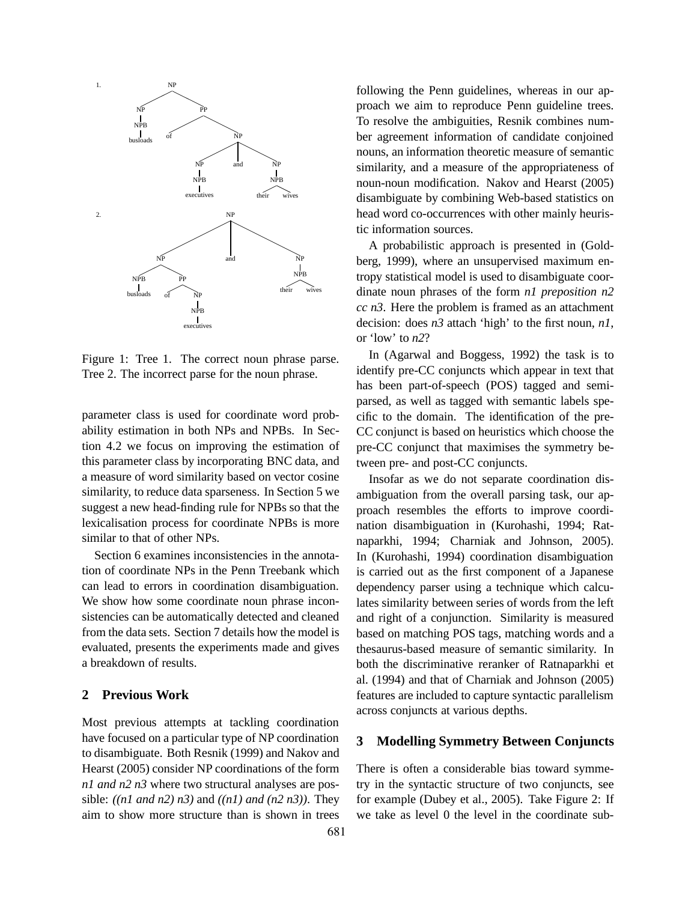Figure 1: Tree 1. The correct noun phrase parse. Tree 2. The incorrect parse for the noun phrase.

parameter class is used for coordinate word probability estimation in both NPs and NPBs. In Section 4.2 we focus on improving the estimation of this parameter class by incorporating BNC data, and a measure of word similarity based on vector cosine similarity, to reduce data sparseness. In Section 5 we suggest a new head-finding rule for NPBs so that the lexicalisation process for coordinate NPBs is more similar to that of other NPs.

Section 6 examines inconsistencies in the annotation of coordinate NPs in the Penn Treebank which can lead to errors in coordination disambiguation. We show how some coordinate noun phrase inconsistencies can be automatically detected and cleaned from the data sets. Section 7 details how the model is evaluated, presents the experiments made and gives a breakdown of results.

## 2 Previous Work

Most previous attempts at tackling coordination have focused on a particular type of NP coordination to disambiguate. Both Resnik (1999) and Nakov and Hearst (2005) consider NP coordinations of the form *n1 and n2 n3* where two structural analyses are possible: *((n1 and n2) n3)* and *((n1) and (n2 n3))*. They aim to show more structure than is shown in trees following the Penn guidelines, whereas in our approach we aim to reproduce Penn guideline trees. To resolve the ambiguities, Resnik combines number agreement information of candidate conjoined nouns, an information theoretic measure of semantic similarity, and a measure of the appropriateness of noun-noun modification. Nakov and Hearst (2005) disambiguate by combining Web-based statistics on head word co-occurrences with other mainly heuristic information sources.

A probabilistic approach is presented in (Goldberg, 1999), where an unsupervised maximum entropy statistical model is used to disambiguate coordinate noun phrases of the form *n1 preposition n2 cc n3*. Here the problem is framed as an attachment decision: does *n3* attach 'high' to the first noun, *n1*, or 'low' to *n2*?

In (Agarwal and Boggess, 1992) the task is to identify pre-CC conjuncts which appear in text that has been part-of-speech (POS) tagged and semi-parsed, as well as tagged with semantic labels specific to the domain. The identification of the pre-CC conjunct is based on heuristics which choose the pre-CC conjunct that maximises the symmetry between pre- and post-CC conjuncts.

Insofar as we do not separate coordination disambiguation from the overall parsing task, our approach resembles the efforts to improve coordination disambiguation in (Kurohashi, 1994; Ratnaparkhi, 1994; Charniak and Johnson, 2005). In (Kurohashi, 1994) coordination disambiguation is carried out as the first component of a Japanese dependency parser using a technique which calculates similarity between series of words from the left and right of a conjunction. Similarity is measured based on matching POS tags, matching words and a thesaurus-based measure of semantic similarity. In both the discriminative reranker of Ratnaparkhi et al. (1994) and that of Charniak and Johnson (2005) features are included to capture syntactic parallelism across conjuncts at various depths.

## 3 Modelling Symmetry Between Conjuncts

There is often a considerable bias toward symmetry in the syntactic structure of two conjuncts, see for example (Dubey et al., 2005). Take Figure 2: If we take as level 0 the level in the coordinate sub-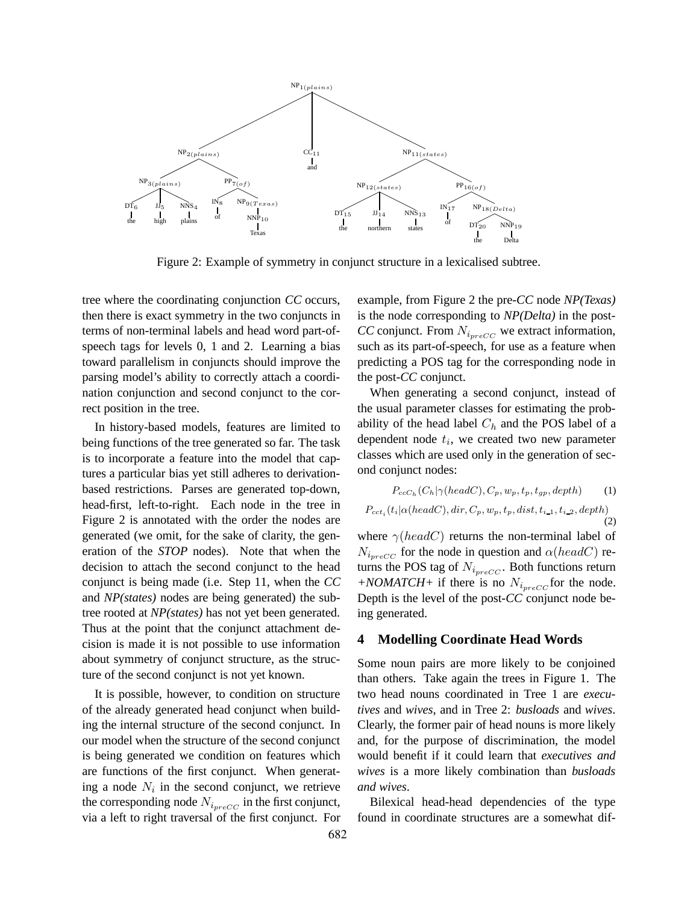Figure 2: Example of symmetry in conjunct structure in a lexicalised subtree.

tree where the coordinating conjunction *CC* occurs, then there is exact symmetry in the two conjuncts in terms of non-terminal labels and head word part-of-speech tags for levels 0, 1 and 2. Learning a bias toward parallelism in conjuncts should improve the parsing model's ability to correctly attach a coordination conjunction and second conjunct to the correct position in the tree.

In history-based models, features are limited to being functions of the tree generated so far. The task is to incorporate a feature into the model that captures a particular bias yet still adheres to derivation-based restrictions. Parses are generated top-down, head-first, left-to-right. Each node in the tree in Figure 2 is annotated with the order the nodes are generated (we omit, for the sake of clarity, the generation of the *STOP* nodes). Note that when the decision to attach the second conjunct to the head conjunct is being made (i.e. Step 11, when the *CC* and *NP(states)* nodes are being generated) the subtree rooted at *NP(states)* has not yet been generated. Thus at the point that the conjunct attachment decision is made it is not possible to use information about symmetry of conjunct structure, as the structure of the second conjunct is not yet known.

It is possible, however, to condition on structure of the already generated head conjunct when building the internal structure of the second conjunct. In our model when the structure of the second conjunct is being generated we condition on features which are functions of the first conjunct. When generating a node $N_i$ in the second conjunct, we retrieve the corresponding node $N_{i_{preCC}}$ in the first conjunct, via a left to right traversal of the first conjunct. For example, from Figure 2 the pre-*CC* node *NP(Texas)* is the node corresponding to *NP(Delta)* in the post-*CC* conjunct. From $N_{i_{preCC}}$ we extract information, such as its part-of-speech, for use as a feature when predicting a POS tag for the corresponding node in the post-*CC* conjunct.

When generating a second conjunct, instead of the usual parameter classes for estimating the probability of the head label $C_h$ and the POS label of a dependent node $t_i$, we created two new parameter classes which are used only in the generation of second conjunct nodes:

$$P_{ccC_h}(C_h|\gamma(headC), C_p, w_p, t_p, t_{gp}, depth) \quad (1)$$

$$P_{cct_i}(t_i|\alpha(headC), dir, C_p, w_p, t_p, dist, t_{i\_1}, t_{i\_2}, depth) \quad (2)$$

where $\gamma(headC)$ returns the non-terminal label of $N_{i_{preCC}}$ for the node in question and $\alpha(headC)$ returns the POS tag of $N_{i_{preCC}}$. Both functions return *+NOMATCH+* if there is no $N_{i_{preCC}}$ for the node. Depth is the level of the post-*CC* conjunct node being generated.

## 4 Modelling Coordinate Head Words

Some noun pairs are more likely to be conjoined than others. Take again the trees in Figure 1. The two head nouns coordinated in Tree 1 are *executives* and *wives*, and in Tree 2: *busloads* and *wives*. Clearly, the former pair of head nouns is more likely and, for the purpose of discrimination, the model would benefit if it could learn that *executives and wives* is a more likely combination than *busloads and wives*.

Bilexical head-head dependencies of the type found in coordinate structures are a somewhat dif-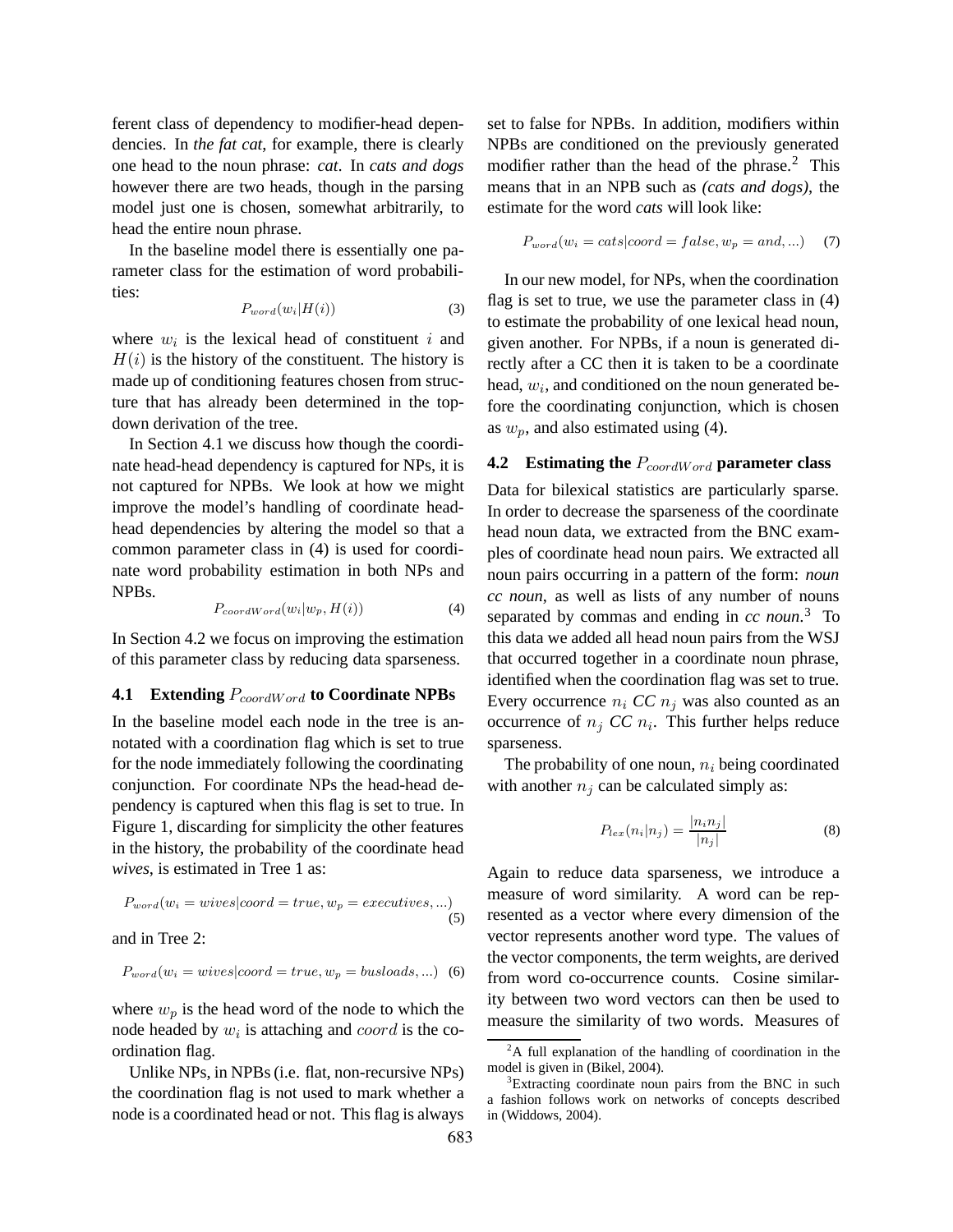ferent class of dependency to modifier-head dependencies. In *the fat cat*, for example, there is clearly one head to the noun phrase: *cat*. In *cats and dogs* however there are two heads, though in the parsing model just one is chosen, somewhat arbitrarily, to head the entire noun phrase.

In the baseline model there is essentially one parameter class for the estimation of word probabilities:

$$P_{word}(w_i|H(i)) \tag{3}$$

where $w_i$ is the lexical head of constituent $i$ and $H(i)$ is the history of the constituent. The history is made up of conditioning features chosen from structure that has already been determined in the top-down derivation of the tree.

In Section 4.1 we discuss how though the coordinate head-head dependency is captured for NPs, it is not captured for NPBs. We look at how we might improve the model's handling of coordinate head-head dependencies by altering the model so that a common parameter class in (4) is used for coordinate word probability estimation in both NPs and NPBs.

$$P_{coordWord}(w_i|w_p, H(i)) \tag{4}$$

In Section 4.2 we focus on improving the estimation of this parameter class by reducing data sparseness.

### 4.1 Extending $P_{coordWord}$ to Coordinate NPBs

In the baseline model each node in the tree is annotated with a coordination flag which is set to true for the node immediately following the coordinating conjunction. For coordinate NPs the head-head dependency is captured when this flag is set to true. In Figure 1, discarding for simplicity the other features in the history, the probability of the coordinate head *wives*, is estimated in Tree 1 as:

$$P_{word}(w_i = wives|coord = true, w_p = executives, ...) \tag{5}$$

and in Tree 2:

$$P_{word}(w_i = wives|coord = true, w_p = busloads, ...) \tag{6}$$

where $w_p$ is the head word of the node to which the node headed by $w_i$ is attaching and $coord$ is the coordination flag.

Unlike NPs, in NPBs (i.e. flat, non-recursive NPs) the coordination flag is not used to mark whether a node is a coordinated head or not. This flag is always set to false for NPBs. In addition, modifiers within NPBs are conditioned on the previously generated modifier rather than the head of the phrase.[2] This means that in an NPB such as *(cats and dogs)*, the estimate for the word *cats* will look like:

$$P_{word}(w_i = cats|coord = false, w_p = and, ...) \tag{7}$$

In our new model, for NPs, when the coordination flag is set to true, we use the parameter class in (4) to estimate the probability of one lexical head noun, given another. For NPBs, if a noun is generated directly after a CC then it is taken to be a coordinate head, $w_i$, and conditioned on the noun generated before the coordinating conjunction, which is chosen as $w_p$, and also estimated using (4).

### 4.2 Estimating the $P_{coordWord}$ parameter class

Data for bilexical statistics are particularly sparse. In order to decrease the sparseness of the coordinate head noun data, we extracted from the BNC examples of coordinate head noun pairs. We extracted all noun pairs occurring in a pattern of the form: *noun cc noun*, as well as lists of any number of nouns separated by commas and ending in *cc noun*.[3] To this data we added all head noun pairs from the WSJ that occurred together in a coordinate noun phrase, identified when the coordination flag was set to true. Every occurrence $n_i$ *CC* $n_j$ was also counted as an occurrence of $n_j$ *CC* $n_i$. This further helps reduce sparseness.

The probability of one noun, $n_i$ being coordinated with another $n_j$ can be calculated simply as:

$$P_{lex}(n_i|n_j) = \frac{|n_i n_j|}{|n_j|} \tag{8}$$

Again to reduce data sparseness, we introduce a measure of word similarity. A word can be represented as a vector where every dimension of the vector represents another word type. The values of the vector components, the term weights, are derived from word co-occurrence counts. Cosine similarity between two word vectors can then be used to measure the similarity of two words. Measures of

---

[2] A full explanation of the handling of coordination in the model is given in (Bikel, 2004).

[3] Extracting coordinate noun pairs from the BNC in such a fashion follows work on networks of concepts described in (Widdows, 2004).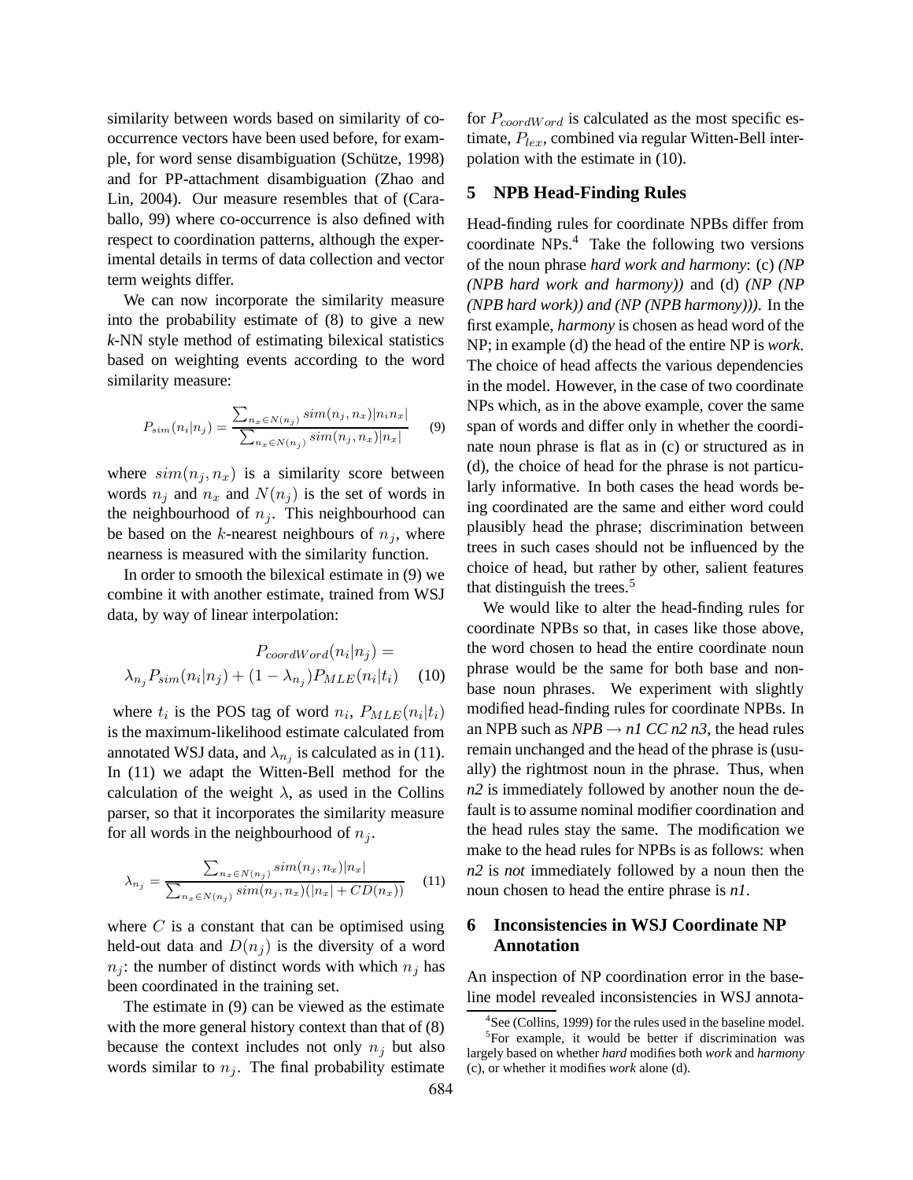similarity between words based on similarity of co-occurrence vectors have been used before, for example, for word sense disambiguation (Schütze, 1998) and for PP-attachment disambiguation (Zhao and Lin, 2004). Our measure resembles that of (Caraballo, 99) where co-occurrence is also defined with respect to coordination patterns, although the experimental details in terms of data collection and vector term weights differ.

We can now incorporate the similarity measure into the probability estimate of (8) to give a new *k*-NN style method of estimating bilexical statistics based on weighting events according to the word similarity measure:

$$P_{sim}(n_i|n_j) = \frac{\sum_{n_x \in N(n_j)} sim(n_j, n_x)|n_i n_x|}{\sum_{n_x \in N(n_j)} sim(n_j, n_x)|n_x|} \quad (9)$$

where $sim(n_j, n_x)$ is a similarity score between words $n_j$ and $n_x$ and $N(n_j)$ is the set of words in the neighbourhood of $n_j$. This neighbourhood can be based on the $k$-nearest neighbours of $n_j$, where nearness is measured with the similarity function.

In order to smooth the bilexical estimate in (9) we combine it with another estimate, trained from WSJ data, by way of linear interpolation:

$$P_{coordWord}(n_i|n_j) = \lambda_{n_j} P_{sim}(n_i|n_j) + (1 - \lambda_{n_j}) P_{MLE}(n_i|t_i) \quad (10)$$

where $t_i$ is the POS tag of word $n_i$, $P_{MLE}(n_i|t_i)$ is the maximum-likelihood estimate calculated from annotated WSJ data, and $\lambda_{n_j}$ is calculated as in (11). In (11) we adapt the Witten-Bell method for the calculation of the weight $\lambda$, as used in the Collins parser, so that it incorporates the similarity measure for all words in the neighbourhood of $n_j$.

$$\lambda_{n_j} = \frac{\sum_{n_x \in N(n_j)} sim(n_j, n_x)|n_x|}{\sum_{n_x \in N(n_j)} sim(n_j, n_x)(|n_x| + CD(n_x))} \quad (11)$$

where $C$ is a constant that can be optimised using held-out data and $D(n_j)$ is the diversity of a word $n_j$: the number of distinct words with which $n_j$ has been coordinated in the training set.

The estimate in (9) can be viewed as the estimate with the more general history context than that of (8) because the context includes not only $n_j$ but also words similar to $n_j$. The final probability estimate for $P_{coordWord}$ is calculated as the most specific estimate, $P_{lex}$, combined via regular Witten-Bell interpolation with the estimate in (10).

## 5 NPB Head-Finding Rules

Head-finding rules for coordinate NPBs differ from coordinate NPs.[4] Take the following two versions of the noun phrase *hard work and harmony*: (c) *(NP (NPB hard work and harmony))* and (d) *(NP (NP (NPB hard work)) and (NP (NPB harmony)))*. In the first example, *harmony* is chosen as head word of the NP; in example (d) the head of the entire NP is *work*. The choice of head affects the various dependencies in the model. However, in the case of two coordinate NPs which, as in the above example, cover the same span of words and differ only in whether the coordinate noun phrase is flat as in (c) or structured as in (d), the choice of head for the phrase is not particularly informative. In both cases the head words being coordinated are the same and either word could plausibly head the phrase; discrimination between trees in such cases should not be influenced by the choice of head, but rather by other, salient features that distinguish the trees.[5]

We would like to alter the head-finding rules for coordinate NPBs so that, in cases like those above, the word chosen to head the entire coordinate noun phrase would be the same for both base and non-base noun phrases. We experiment with slightly modified head-finding rules for coordinate NPBs. In an NPB such as *NPB → n1 CC n2 n3*, the head rules remain unchanged and the head of the phrase is (usually) the rightmost noun in the phrase. Thus, when *n2* is immediately followed by another noun the default is to assume nominal modifier coordination and the head rules stay the same. The modification we make to the head rules for NPBs is as follows: when *n2* is *not* immediately followed by a noun then the noun chosen to head the entire phrase is *n1*.

## 6 Inconsistencies in WSJ Coordinate NP Annotation

An inspection of NP coordination error in the baseline model revealed inconsistencies in WSJ annota-

[4] See (Collins, 1999) for the rules used in the baseline model.

[5] For example, it would be better if discrimination was largely based on whether *hard* modifies both *work* and *harmony* (c), or whether it modifies *work* alone (d).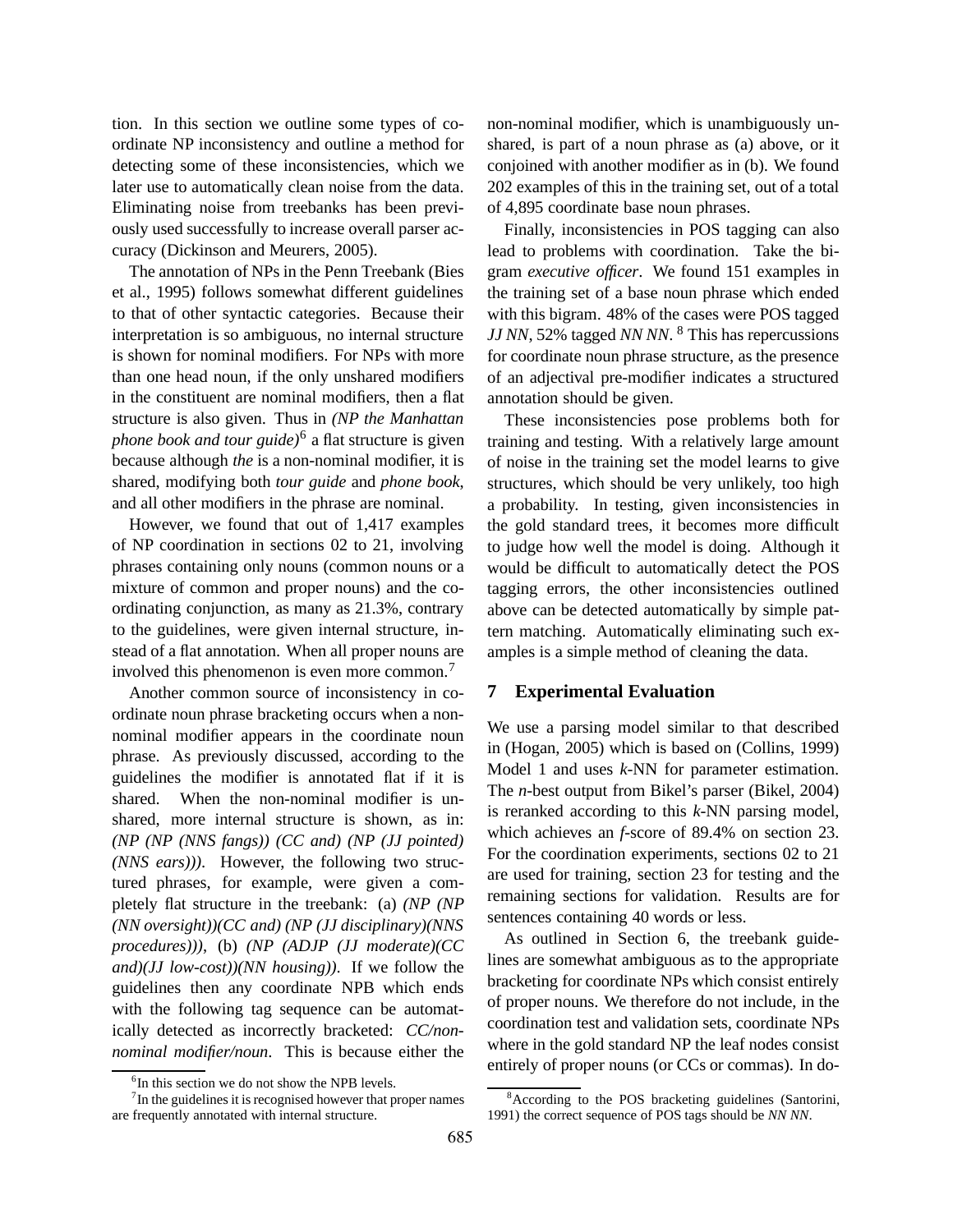tion. In this section we outline some types of coordinate NP inconsistency and outline a method for detecting some of these inconsistencies, which we later use to automatically clean noise from the data. Eliminating noise from treebanks has been previously used successfully to increase overall parser accuracy (Dickinson and Meurers, 2005).

The annotation of NPs in the Penn Treebank (Bies et al., 1995) follows somewhat different guidelines to that of other syntactic categories. Because their interpretation is so ambiguous, no internal structure is shown for nominal modifiers. For NPs with more than one head noun, if the only unshared modifiers in the constituent are nominal modifiers, then a flat structure is also given. Thus in *(NP the Manhattan phone book and tour guide)*[6] a flat structure is given because although *the* is a non-nominal modifier, it is shared, modifying both *tour guide* and *phone book*, and all other modifiers in the phrase are nominal.

However, we found that out of 1,417 examples of NP coordination in sections 02 to 21, involving phrases containing only nouns (common nouns or a mixture of common and proper nouns) and the coordinating conjunction, as many as 21.3%, contrary to the guidelines, were given internal structure, instead of a flat annotation. When all proper nouns are involved this phenomenon is even more common.[7]

Another common source of inconsistency in coordinate noun phrase bracketing occurs when a non-nominal modifier appears in the coordinate noun phrase. As previously discussed, according to the guidelines the modifier is annotated flat if it is shared. When the non-nominal modifier is unshared, more internal structure is shown, as in: *(NP (NP (NNS fangs)) (CC and) (NP (JJ pointed) (NNS ears)))*. However, the following two structured phrases, for example, were given a completely flat structure in the treebank: (a) *(NP (NP (NN oversight))(CC and) (NP (JJ disciplinary)(NNS procedures)))*, (b) *(NP (ADJP (JJ moderate)(CC and)(JJ low-cost))(NN housing))*. If we follow the guidelines then any coordinate NPB which ends with the following tag sequence can be automatically detected as incorrectly bracketed: *CC/non-nominal modifier/noun*. This is because either the non-nominal modifier, which is unambiguously unshared, is part of a noun phrase as (a) above, or it conjoined with another modifier as in (b). We found 202 examples of this in the training set, out of a total of 4,895 coordinate base noun phrases.

Finally, inconsistencies in POS tagging can also lead to problems with coordination. Take the bigram *executive officer*. We found 151 examples in the training set of a base noun phrase which ended with this bigram. 48% of the cases were POS tagged *JJ NN*, 52% tagged *NN NN*. [8] This has repercussions for coordinate noun phrase structure, as the presence of an adjectival pre-modifier indicates a structured annotation should be given.

These inconsistencies pose problems both for training and testing. With a relatively large amount of noise in the training set the model learns to give structures, which should be very unlikely, too high a probability. In testing, given inconsistencies in the gold standard trees, it becomes more difficult to judge how well the model is doing. Although it would be difficult to automatically detect the POS tagging errors, the other inconsistencies outlined above can be detected automatically by simple pattern matching. Automatically eliminating such examples is a simple method of cleaning the data.

## 7 Experimental Evaluation

We use a parsing model similar to that described in (Hogan, 2005) which is based on (Collins, 1999) Model 1 and uses *k*-NN for parameter estimation. The *n*-best output from Bikel's parser (Bikel, 2004) is reranked according to this *k*-NN parsing model, which achieves an *f*-score of 89.4% on section 23. For the coordination experiments, sections 02 to 21 are used for training, section 23 for testing and the remaining sections for validation. Results are for sentences containing 40 words or less.

As outlined in Section 6, the treebank guidelines are somewhat ambiguous as to the appropriate bracketing for coordinate NPs which consist entirely of proper nouns. We therefore do not include, in the coordination test and validation sets, coordinate NPs where in the gold standard NP the leaf nodes consist entirely of proper nouns (or CCs or commas). In do-

[6] In this section we do not show the NPB levels.

[7] In the guidelines it is recognised however that proper names are frequently annotated with internal structure.

[8] According to the POS bracketing guidelines (Santorini, 1991) the correct sequence of POS tags should be *NN NN*.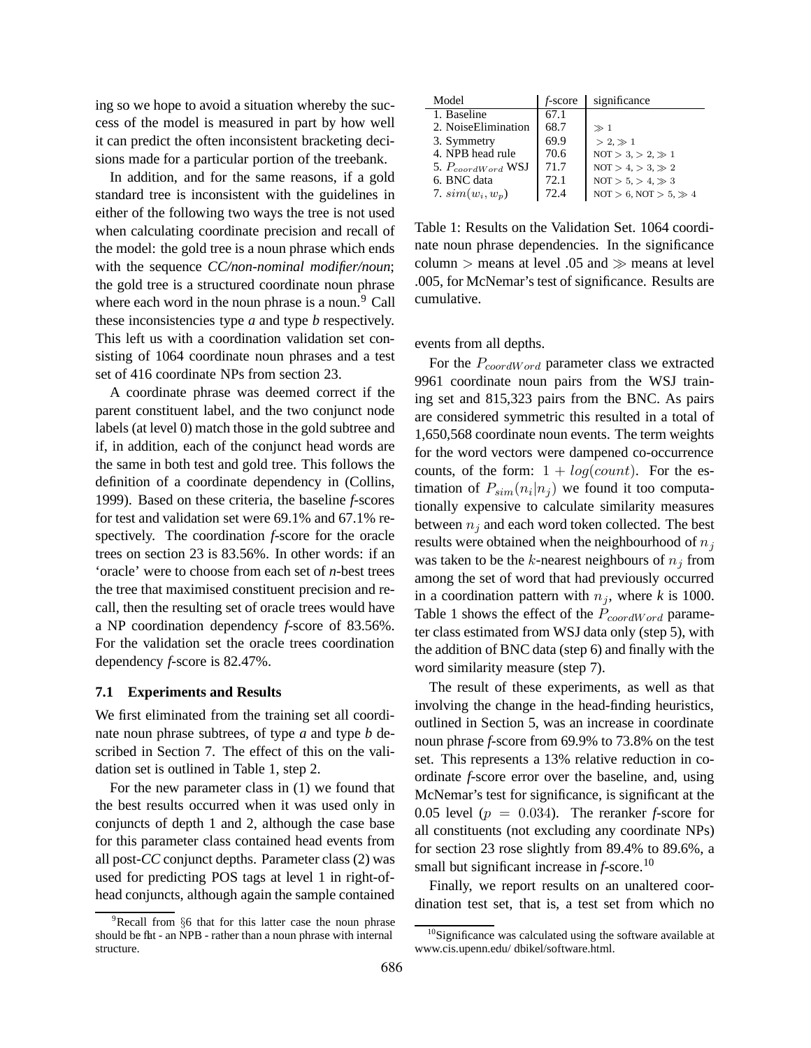ing so we hope to avoid a situation whereby the success of the model is measured in part by how well it can predict the often inconsistent bracketing decisions made for a particular portion of the treebank.

In addition, and for the same reasons, if a gold standard tree is inconsistent with the guidelines in either of the following two ways the tree is not used when calculating coordinate precision and recall of the model: the gold tree is a noun phrase which ends with the sequence *CC/non-nominal modifier/noun*; the gold tree is a structured coordinate noun phrase where each word in the noun phrase is a noun.[9] Call these inconsistencies type *a* and type *b* respectively. This left us with a coordination validation set consisting of 1064 coordinate noun phrases and a test set of 416 coordinate NPs from section 23.

A coordinate phrase was deemed correct if the parent constituent label, and the two conjunct node labels (at level 0) match those in the gold subtree and if, in addition, each of the conjunct head words are the same in both test and gold tree. This follows the definition of a coordinate dependency in (Collins, 1999). Based on these criteria, the baseline *f*-scores for test and validation set were 69.1% and 67.1% respectively. The coordination *f*-score for the oracle trees on section 23 is 83.56%. In other words: if an 'oracle' were to choose from each set of *n*-best trees the tree that maximised constituent precision and recall, then the resulting set of oracle trees would have a NP coordination dependency *f*-score of 83.56%. For the validation set the oracle trees coordination dependency *f*-score is 82.47%.

### 7.1 Experiments and Results

We first eliminated from the training set all coordinate noun phrase subtrees, of type *a* and type *b* described in Section 7. The effect of this on the validation set is outlined in Table 1, step 2.

For the new parameter class in (1) we found that the best results occurred when it was used only in conjuncts of depth 1 and 2, although the case base for this parameter class contained head events from all post-*CC* conjunct depths. Parameter class (2) was used for predicting POS tags at level 1 in right-of-head conjuncts, although again the sample contained events from all depths.

| Model | *f*-score | significance |
|---|---|---|
| 1. Baseline | 67.1 | |
| 2. NoiseElimination | 68.7 | $\gg 1$ |
| 3. Symmetry | 69.9 | $> 2, \gg 1$ |
| 4. NPB head rule | 70.6 | NOT $> 3, > 2, \gg 1$ |
| 5. $P_{coordWord}$ WSJ | 71.7 | NOT $> 4, > 3, \gg 2$ |
| 6. BNC data | 72.1 | NOT $> 5, > 4, \gg 3$ |
| 7. $sim(w_i, w_p)$ | 72.4 | NOT $> 6$, NOT $> 5, \gg 4$ |

Table 1: Results on the Validation Set. 1064 coordinate noun phrase dependencies. In the significance column $>$ means at level .05 and $\gg$ means at level .005, for McNemar's test of significance. Results are cumulative.

For the $P_{coordWord}$ parameter class we extracted 9961 coordinate noun pairs from the WSJ training set and 815,323 pairs from the BNC. As pairs are considered symmetric this resulted in a total of 1,650,568 coordinate noun events. The term weights for the word vectors were dampened co-occurrence counts, of the form: $1 + log(count)$. For the estimation of $P_{sim}(n_i|n_j)$ we found it too computationally expensive to calculate similarity measures between $n_j$ and each word token collected. The best results were obtained when the neighbourhood of $n_j$ was taken to be the $k$-nearest neighbours of $n_j$ from among the set of word that had previously occurred in a coordination pattern with $n_j$, where *k* is 1000. Table 1 shows the effect of the $P_{coordWord}$ parameter class estimated from WSJ data only (step 5), with the addition of BNC data (step 6) and finally with the word similarity measure (step 7).

The result of these experiments, as well as that involving the change in the head-finding heuristics, outlined in Section 5, was an increase in coordinate noun phrase *f*-score from 69.9% to 73.8% on the test set. This represents a 13% relative reduction in coordinate *f*-score error over the baseline, and, using McNemar's test for significance, is significant at the 0.05 level ($p = 0.034$). The reranker *f*-score for all constituents (not excluding any coordinate NPs) for section 23 rose slightly from 89.4% to 89.6%, a small but significant increase in *f*-score.[10]

Finally, we report results on an unaltered coordination test set, that is, a test set from which no

[9] Recall from §6 that for this latter case the noun phrase should be flat - an NPB - rather than a noun phrase with internal structure.

[10] Significance was calculated using the software available at www.cis.upenn.edu/ dbikel/software.html.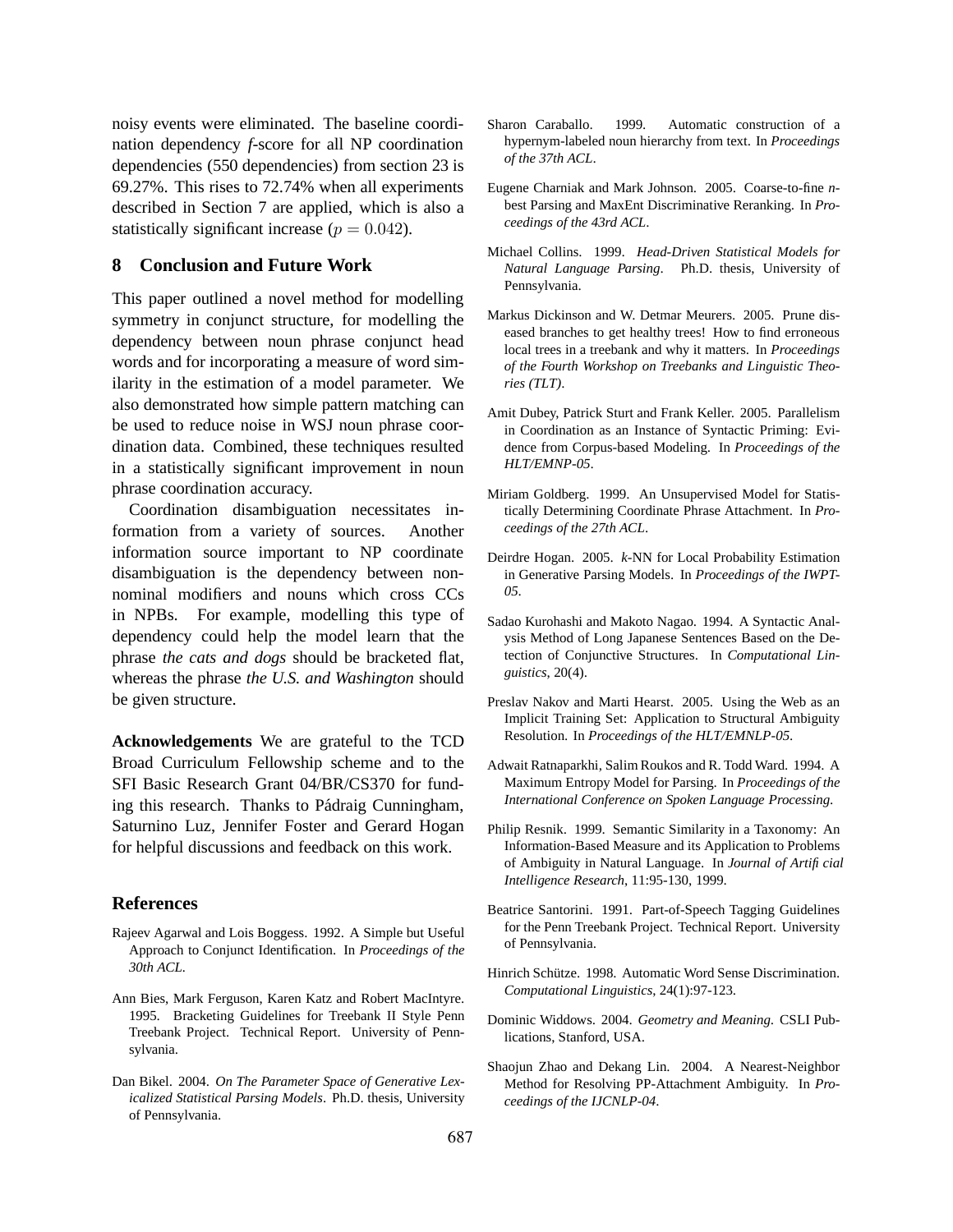noisy events were eliminated. The baseline coordination dependency *f*-score for all NP coordination dependencies (550 dependencies) from section 23 is 69.27%. This rises to 72.74% when all experiments described in Section 7 are applied, which is also a statistically significant increase ($p = 0.042$).

## 8 Conclusion and Future Work

This paper outlined a novel method for modelling symmetry in conjunct structure, for modelling the dependency between noun phrase conjunct head words and for incorporating a measure of word similarity in the estimation of a model parameter. We also demonstrated how simple pattern matching can be used to reduce noise in WSJ noun phrase coordination data. Combined, these techniques resulted in a statistically significant improvement in noun phrase coordination accuracy.

Coordination disambiguation necessitates information from a variety of sources. Another information source important to NP coordinate disambiguation is the dependency between non-nominal modifiers and nouns which cross CCs in NPBs. For example, modelling this type of dependency could help the model learn that the phrase *the cats and dogs* should be bracketed flat, whereas the phrase *the U.S. and Washington* should be given structure.

**Acknowledgements** We are grateful to the TCD Broad Curriculum Fellowship scheme and to the SFI Basic Research Grant 04/BR/CS370 for funding this research. Thanks to Pádraig Cunningham, Saturnino Luz, Jennifer Foster and Gerard Hogan for helpful discussions and feedback on this work.

## References

Rajeev Agarwal and Lois Boggess. 1992. A Simple but Useful Approach to Conjunct Identification. In *Proceedings of the 30th ACL*.

Ann Bies, Mark Ferguson, Karen Katz and Robert MacIntyre. 1995. Bracketing Guidelines for Treebank II Style Penn Treebank Project. Technical Report. University of Pennsylvania.

Dan Bikel. 2004. *On The Parameter Space of Generative Lexicalized Statistical Parsing Models*. Ph.D. thesis, University of Pennsylvania.

Sharon Caraballo. 1999. Automatic construction of a hypernym-labeled noun hierarchy from text. In *Proceedings of the 37th ACL*.

Eugene Charniak and Mark Johnson. 2005. Coarse-to-fine *n*-best Parsing and MaxEnt Discriminative Reranking. In *Proceedings of the 43rd ACL*.

Michael Collins. 1999. *Head-Driven Statistical Models for Natural Language Parsing*. Ph.D. thesis, University of Pennsylvania.

Markus Dickinson and W. Detmar Meurers. 2005. Prune diseased branches to get healthy trees! How to find erroneous local trees in a treebank and why it matters. In *Proceedings of the Fourth Workshop on Treebanks and Linguistic Theories (TLT)*.

Amit Dubey, Patrick Sturt and Frank Keller. 2005. Parallelism in Coordination as an Instance of Syntactic Priming: Evidence from Corpus-based Modeling. In *Proceedings of the HLT/EMNP-05*.

Miriam Goldberg. 1999. An Unsupervised Model for Statistically Determining Coordinate Phrase Attachment. In *Proceedings of the 27th ACL*.

Deirdre Hogan. 2005. *k*-NN for Local Probability Estimation in Generative Parsing Models. In *Proceedings of the IWPT-05*.

Sadao Kurohashi and Makoto Nagao. 1994. A Syntactic Analysis Method of Long Japanese Sentences Based on the Detection of Conjunctive Structures. In *Computational Linguistics*, 20(4).

Preslav Nakov and Marti Hearst. 2005. Using the Web as an Implicit Training Set: Application to Structural Ambiguity Resolution. In *Proceedings of the HLT/EMNLP-05*.

Adwait Ratnaparkhi, Salim Roukos and R. Todd Ward. 1994. A Maximum Entropy Model for Parsing. In *Proceedings of the International Conference on Spoken Language Processing*.

Philip Resnik. 1999. Semantic Similarity in a Taxonomy: An Information-Based Measure and its Application to Problems of Ambiguity in Natural Language. In *Journal of Artificial Intelligence Research*, 11:95-130, 1999.

Beatrice Santorini. 1991. Part-of-Speech Tagging Guidelines for the Penn Treebank Project. Technical Report. University of Pennsylvania.

Hinrich Schütze. 1998. Automatic Word Sense Discrimination. *Computational Linguistics*, 24(1):97-123.

Dominic Widdows. 2004. *Geometry and Meaning*. CSLI Publications, Stanford, USA.

Shaojun Zhao and Dekang Lin. 2004. A Nearest-Neighbor Method for Resolving PP-Attachment Ambiguity. In *Proceedings of the IJCNLP-04*.